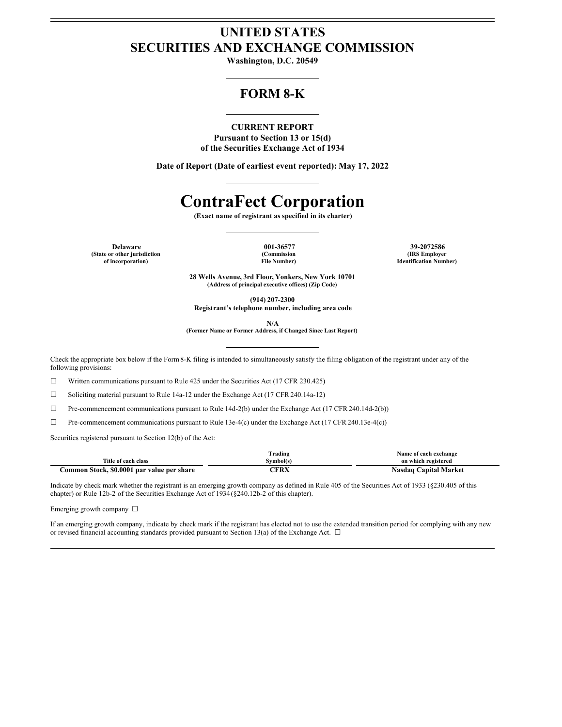# UNITED STATES
# SECURITIES AND EXCHANGE COMMISSION

**Washington, D.C. 20549**

## FORM 8-K

**CURRENT REPORT**
**Pursuant to Section 13 or 15(d)**
**of the Securities Exchange Act of 1934**

**Date of Report (Date of earliest event reported): May 17, 2022**

# ContraFect Corporation

**(Exact name of registrant as specified in its charter)**

| Delaware | 001-36577 | 39-2072586 |
|---|---|---|
| (State or other jurisdiction of incorporation) | (Commission File Number) | (IRS Employer Identification Number) |

**28 Wells Avenue, 3rd Floor, Yonkers, New York 10701**
**(Address of principal executive offices) (Zip Code)**

**(914) 207-2300**
**Registrant's telephone number, including area code**

**N/A**
**(Former Name or Former Address, if Changed Since Last Report)**

Check the appropriate box below if the Form 8-K filing is intended to simultaneously satisfy the filing obligation of the registrant under any of the following provisions:

☐ Written communications pursuant to Rule 425 under the Securities Act (17 CFR 230.425)

☐ Soliciting material pursuant to Rule 14a-12 under the Exchange Act (17 CFR 240.14a-12)

☐ Pre-commencement communications pursuant to Rule 14d-2(b) under the Exchange Act (17 CFR 240.14d-2(b))

☐ Pre-commencement communications pursuant to Rule 13e-4(c) under the Exchange Act (17 CFR 240.13e-4(c))

Securities registered pursuant to Section 12(b) of the Act:

| Title of each class | Trading Symbol(s) | Name of each exchange on which registered |
|---|---|---|
| **Common Stock, $0.0001 par value per share** | **CFRX** | **Nasdaq Capital Market** |

Indicate by check mark whether the registrant is an emerging growth company as defined in Rule 405 of the Securities Act of 1933 (§230.405 of this chapter) or Rule 12b-2 of the Securities Exchange Act of 1934 (§240.12b-2 of this chapter).

Emerging growth company ☐

If an emerging growth company, indicate by check mark if the registrant has elected not to use the extended transition period for complying with any new or revised financial accounting standards provided pursuant to Section 13(a) of the Exchange Act. ☐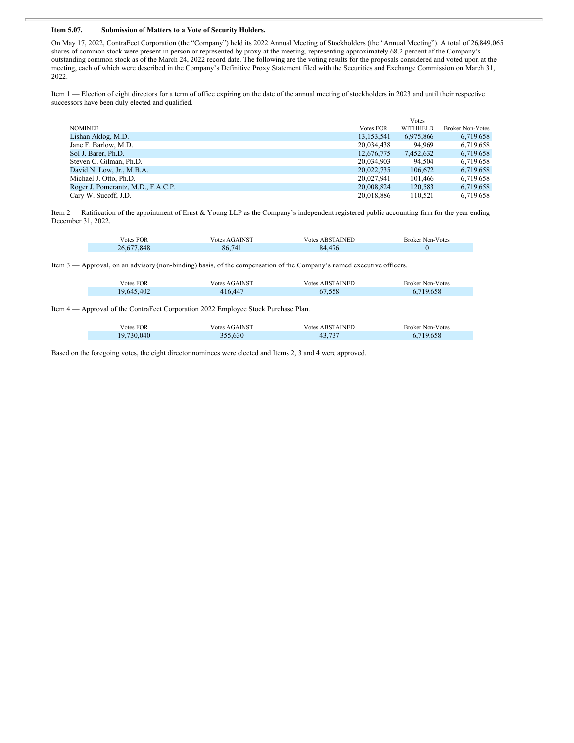**Item 5.07. Submission of Matters to a Vote of Security Holders.**

On May 17, 2022, ContraFect Corporation (the "Company") held its 2022 Annual Meeting of Stockholders (the "Annual Meeting"). A total of 26,849,065 shares of common stock were present in person or represented by proxy at the meeting, representing approximately 68.2 percent of the Company's outstanding common stock as of the March 24, 2022 record date. The following are the voting results for the proposals considered and voted upon at the meeting, each of which were described in the Company's Definitive Proxy Statement filed with the Securities and Exchange Commission on March 31, 2022.

Item 1 — Election of eight directors for a term of office expiring on the date of the annual meeting of stockholders in 2023 and until their respective successors have been duly elected and qualified.

| NOMINEE | Votes FOR | Votes WITHHELD | Broker Non-Votes |
|---|---|---|---|
| Lishan Aklog, M.D. | 13,153,541 | 6,975,866 | 6,719,658 |
| Jane F. Barlow, M.D. | 20,034,438 | 94,969 | 6,719,658 |
| Sol J. Barer, Ph.D. | 12,676,775 | 7,452,632 | 6,719,658 |
| Steven C. Gilman, Ph.D. | 20,034,903 | 94,504 | 6,719,658 |
| David N. Low, Jr., M.B.A. | 20,022,735 | 106,672 | 6,719,658 |
| Michael J. Otto, Ph.D. | 20,027,941 | 101,466 | 6,719,658 |
| Roger J. Pomerantz, M.D., F.A.C.P. | 20,008,824 | 120,583 | 6,719,658 |
| Cary W. Sucoff, J.D. | 20,018,886 | 110,521 | 6,719,658 |

Item 2 — Ratification of the appointment of Ernst & Young LLP as the Company's independent registered public accounting firm for the year ending December 31, 2022.

| Votes FOR | Votes AGAINST | Votes ABSTAINED | Broker Non-Votes |
|---|---|---|---|
| 26,677,848 | 86,741 | 84,476 | 0 |

Item 3 — Approval, on an advisory (non-binding) basis, of the compensation of the Company's named executive officers.

| Votes FOR | Votes AGAINST | Votes ABSTAINED | Broker Non-Votes |
|---|---|---|---|
| 19,645,402 | 416,447 | 67,558 | 6,719,658 |

Item 4 — Approval of the ContraFect Corporation 2022 Employee Stock Purchase Plan.

| Votes FOR | Votes AGAINST | Votes ABSTAINED | Broker Non-Votes |
|---|---|---|---|
| 19,730,040 | 355,630 | 43,737 | 6,719,658 |

Based on the foregoing votes, the eight director nominees were elected and Items 2, 3 and 4 were approved.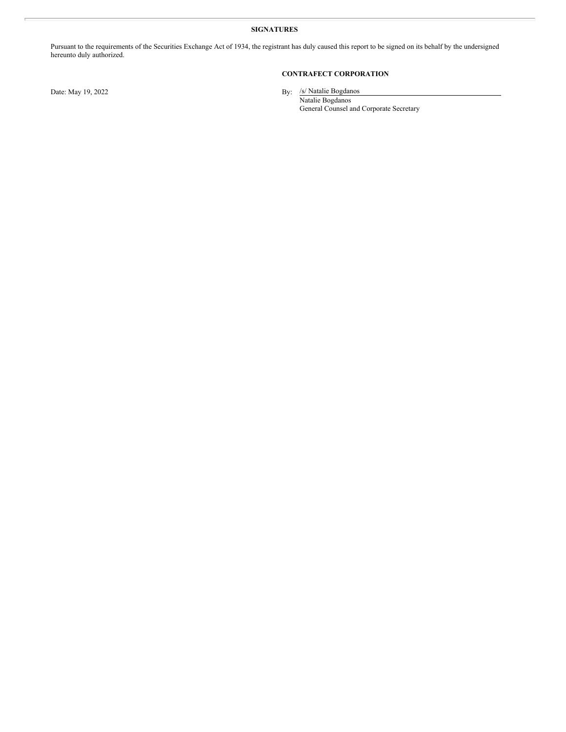**SIGNATURES**

Pursuant to the requirements of the Securities Exchange Act of 1934, the registrant has duly caused this report to be signed on its behalf by the undersigned hereunto duly authorized.

**CONTRAFECT CORPORATION**

Date: May 19, 2022

By: /s/ Natalie Bogdanos
Natalie Bogdanos
General Counsel and Corporate Secretary